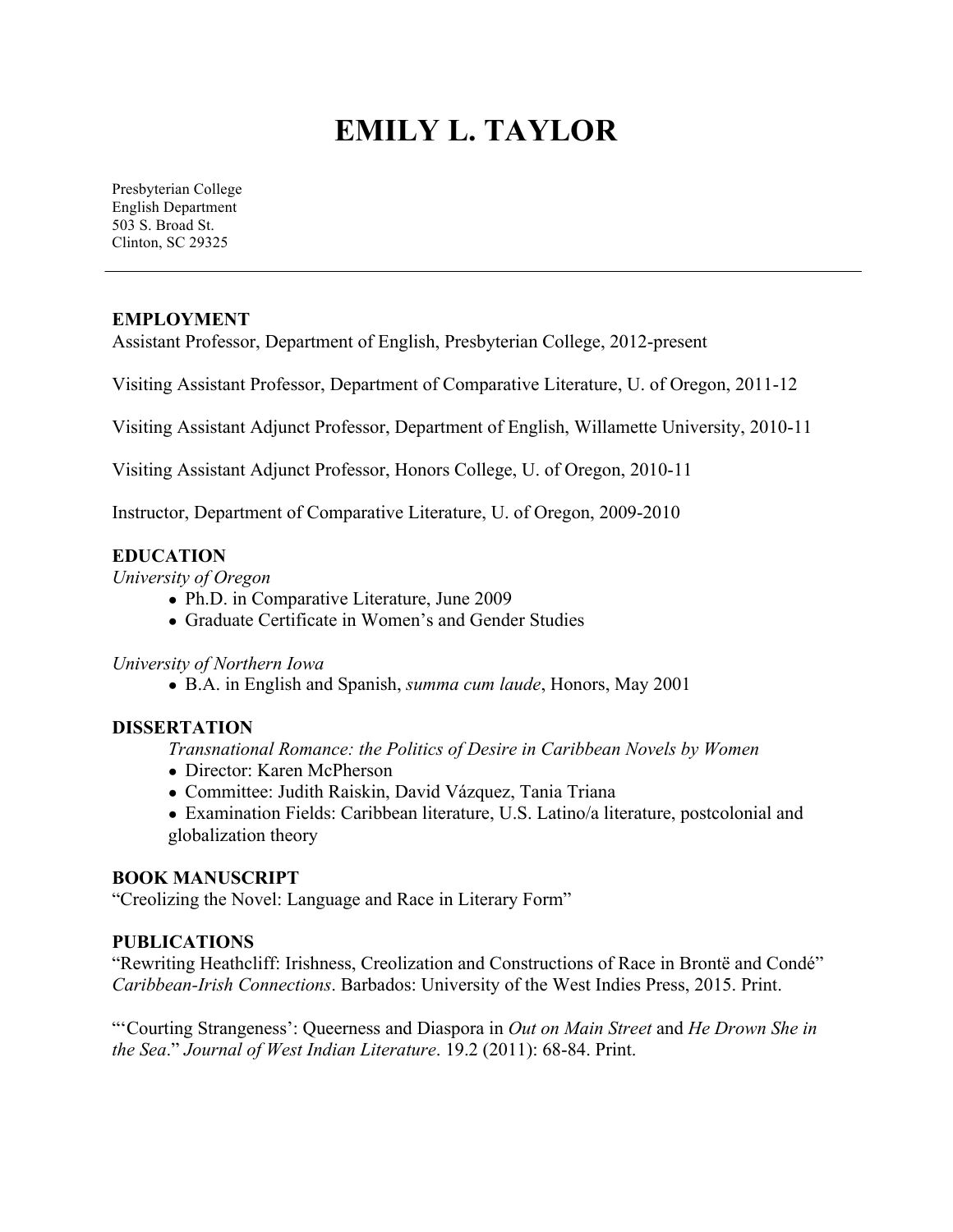# EMILY L. TAYLOR

Presbyterian College
English Department
503 S. Broad St.
Clinton, SC 29325

---

## EMPLOYMENT

Assistant Professor, Department of English, Presbyterian College, 2012-present

Visiting Assistant Professor, Department of Comparative Literature, U. of Oregon, 2011-12

Visiting Assistant Adjunct Professor, Department of English, Willamette University, 2010-11

Visiting Assistant Adjunct Professor, Honors College, U. of Oregon, 2010-11

Instructor, Department of Comparative Literature, U. of Oregon, 2009-2010

## EDUCATION

*University of Oregon*

- Ph.D. in Comparative Literature, June 2009
- Graduate Certificate in Women's and Gender Studies

*University of Northern Iowa*

- B.A. in English and Spanish, *summa cum laude*, Honors, May 2001

## DISSERTATION

*Transnational Romance: the Politics of Desire in Caribbean Novels by Women*

- Director: Karen McPherson
- Committee: Judith Raiskin, David Vázquez, Tania Triana
- Examination Fields: Caribbean literature, U.S. Latino/a literature, postcolonial and globalization theory

## BOOK MANUSCRIPT

"Creolizing the Novel: Language and Race in Literary Form"

## PUBLICATIONS

"Rewriting Heathcliff: Irishness, Creolization and Constructions of Race in Brontë and Condé" *Caribbean-Irish Connections*. Barbados: University of the West Indies Press, 2015. Print.

"'Courting Strangeness': Queerness and Diaspora in *Out on Main Street* and *He Drown She in the Sea*." *Journal of West Indian Literature*. 19.2 (2011): 68-84. Print.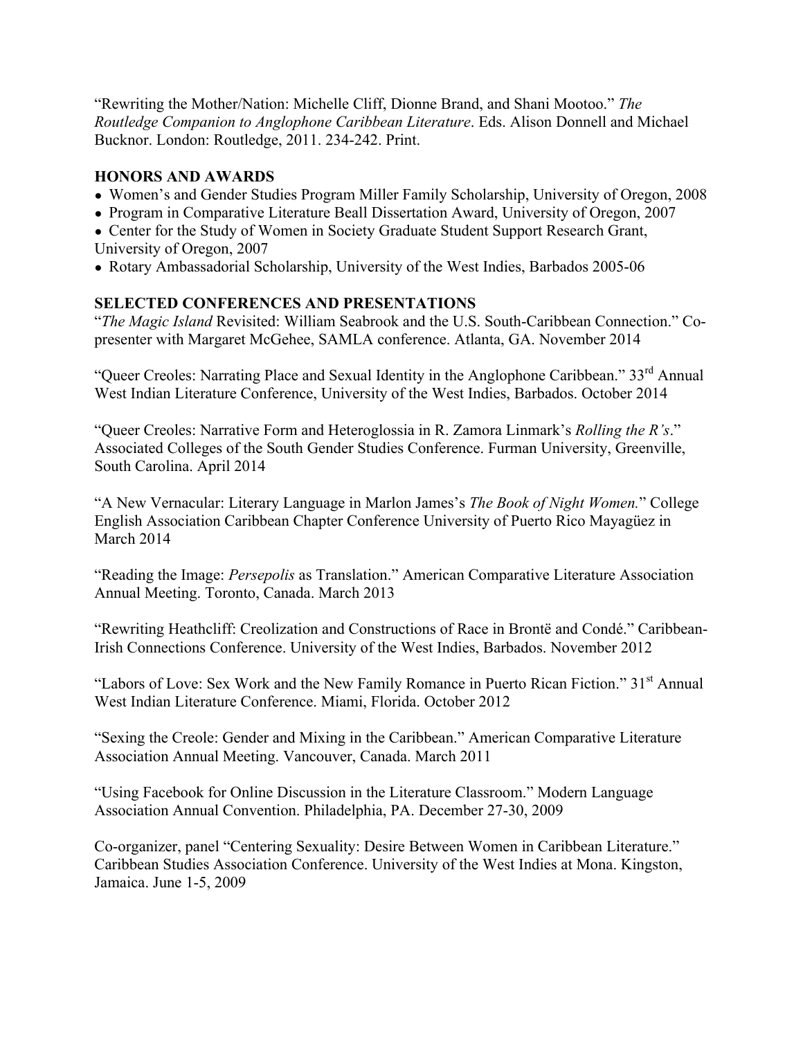"Rewriting the Mother/Nation: Michelle Cliff, Dionne Brand, and Shani Mootoo." *The Routledge Companion to Anglophone Caribbean Literature*. Eds. Alison Donnell and Michael Bucknor. London: Routledge, 2011. 234-242. Print.

## HONORS AND AWARDS

- Women's and Gender Studies Program Miller Family Scholarship, University of Oregon, 2008
- Program in Comparative Literature Beall Dissertation Award, University of Oregon, 2007
- Center for the Study of Women in Society Graduate Student Support Research Grant, University of Oregon, 2007
- Rotary Ambassadorial Scholarship, University of the West Indies, Barbados 2005-06

## SELECTED CONFERENCES AND PRESENTATIONS

"*The Magic Island* Revisited: William Seabrook and the U.S. South-Caribbean Connection." Co-presenter with Margaret McGehee, SAMLA conference. Atlanta, GA. November 2014

"Queer Creoles: Narrating Place and Sexual Identity in the Anglophone Caribbean." 33rd Annual West Indian Literature Conference, University of the West Indies, Barbados. October 2014

"Queer Creoles: Narrative Form and Heteroglossia in R. Zamora Linmark's *Rolling the R's*." Associated Colleges of the South Gender Studies Conference. Furman University, Greenville, South Carolina. April 2014

"A New Vernacular: Literary Language in Marlon James's *The Book of Night Women.*" College English Association Caribbean Chapter Conference University of Puerto Rico Mayagüez in March 2014

"Reading the Image: *Persepolis* as Translation." American Comparative Literature Association Annual Meeting. Toronto, Canada. March 2013

"Rewriting Heathcliff: Creolization and Constructions of Race in Brontë and Condé." Caribbean-Irish Connections Conference. University of the West Indies, Barbados. November 2012

"Labors of Love: Sex Work and the New Family Romance in Puerto Rican Fiction." 31st Annual West Indian Literature Conference. Miami, Florida. October 2012

"Sexing the Creole: Gender and Mixing in the Caribbean." American Comparative Literature Association Annual Meeting. Vancouver, Canada. March 2011

"Using Facebook for Online Discussion in the Literature Classroom." Modern Language Association Annual Convention. Philadelphia, PA. December 27-30, 2009

Co-organizer, panel "Centering Sexuality: Desire Between Women in Caribbean Literature." Caribbean Studies Association Conference. University of the West Indies at Mona. Kingston, Jamaica. June 1-5, 2009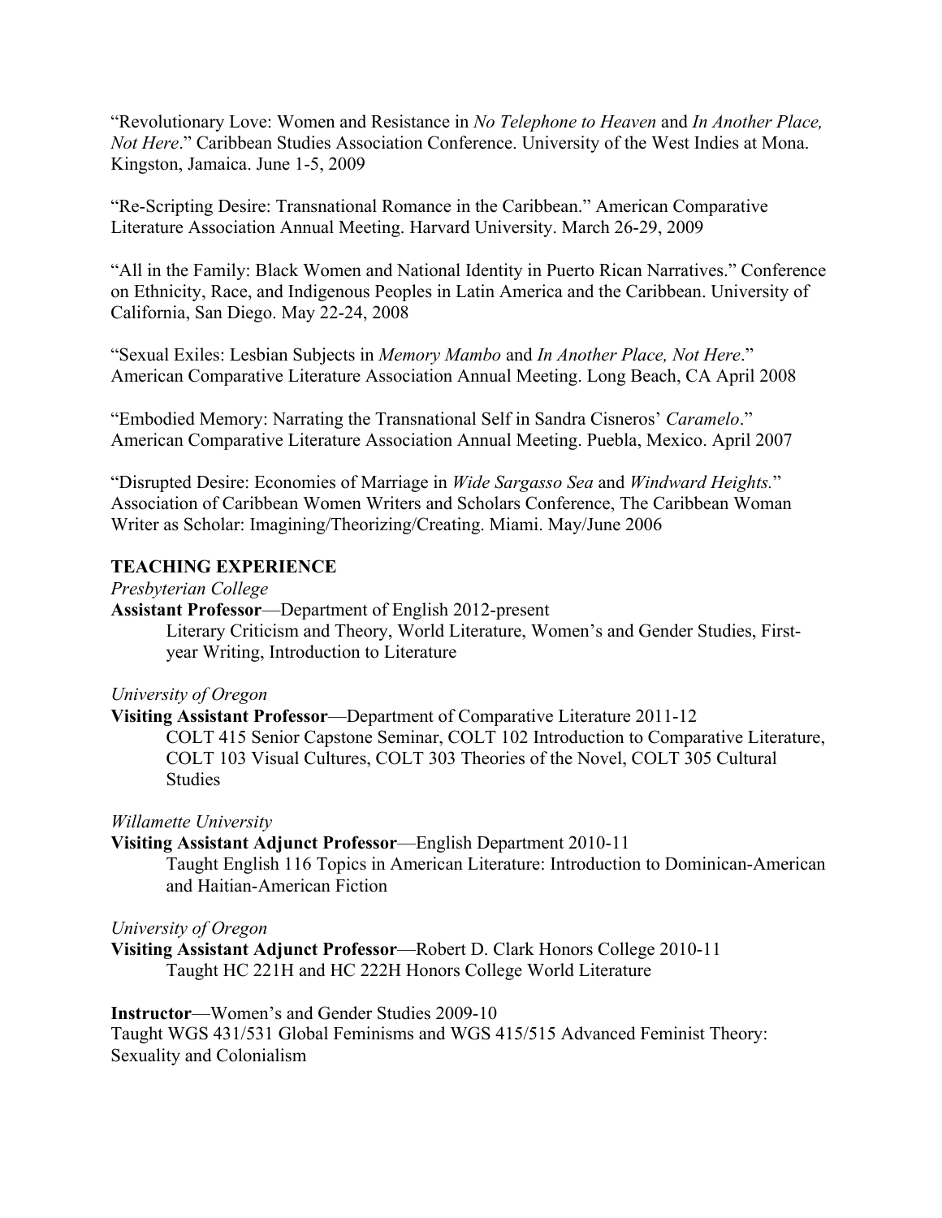"Revolutionary Love: Women and Resistance in *No Telephone to Heaven* and *In Another Place, Not Here*." Caribbean Studies Association Conference. University of the West Indies at Mona. Kingston, Jamaica. June 1-5, 2009

"Re-Scripting Desire: Transnational Romance in the Caribbean." American Comparative Literature Association Annual Meeting. Harvard University. March 26-29, 2009

"All in the Family: Black Women and National Identity in Puerto Rican Narratives." Conference on Ethnicity, Race, and Indigenous Peoples in Latin America and the Caribbean. University of California, San Diego. May 22-24, 2008

"Sexual Exiles: Lesbian Subjects in *Memory Mambo* and *In Another Place, Not Here*." American Comparative Literature Association Annual Meeting. Long Beach, CA April 2008

"Embodied Memory: Narrating the Transnational Self in Sandra Cisneros' *Caramelo*." American Comparative Literature Association Annual Meeting. Puebla, Mexico. April 2007

"Disrupted Desire: Economies of Marriage in *Wide Sargasso Sea* and *Windward Heights.*" Association of Caribbean Women Writers and Scholars Conference, The Caribbean Woman Writer as Scholar: Imagining/Theorizing/Creating. Miami. May/June 2006

## TEACHING EXPERIENCE

*Presbyterian College*

**Assistant Professor**—Department of English 2012-present

Literary Criticism and Theory, World Literature, Women's and Gender Studies, First-year Writing, Introduction to Literature

*University of Oregon*

**Visiting Assistant Professor**—Department of Comparative Literature 2011-12

COLT 415 Senior Capstone Seminar, COLT 102 Introduction to Comparative Literature, COLT 103 Visual Cultures, COLT 303 Theories of the Novel, COLT 305 Cultural Studies

*Willamette University*

**Visiting Assistant Adjunct Professor**—English Department 2010-11

Taught English 116 Topics in American Literature: Introduction to Dominican-American and Haitian-American Fiction

*University of Oregon*

**Visiting Assistant Adjunct Professor**—Robert D. Clark Honors College 2010-11

Taught HC 221H and HC 222H Honors College World Literature

**Instructor**—Women's and Gender Studies 2009-10

Taught WGS 431/531 Global Feminisms and WGS 415/515 Advanced Feminist Theory: Sexuality and Colonialism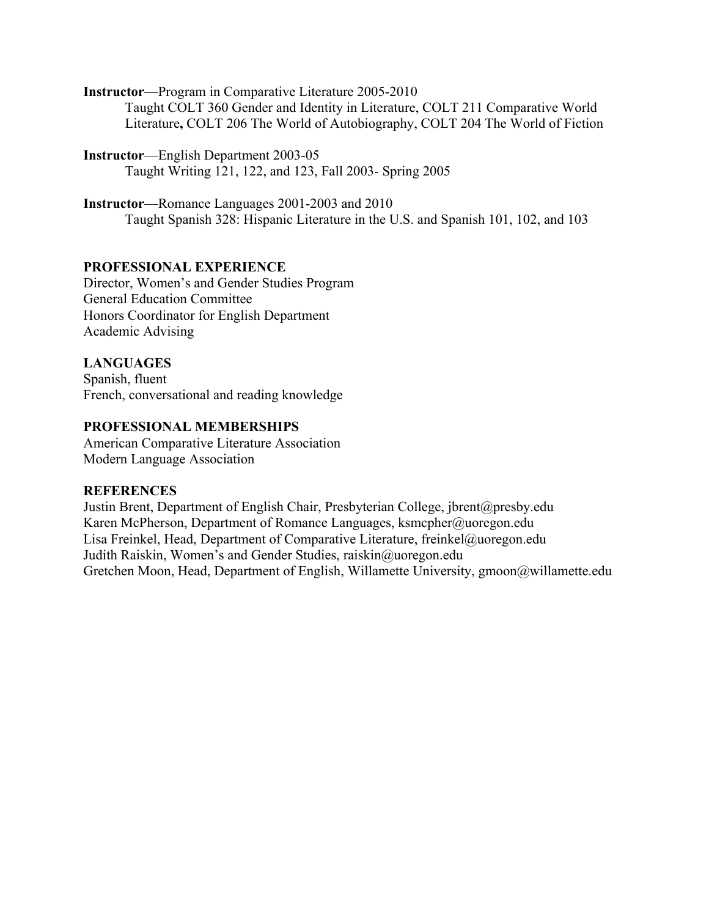**Instructor**—Program in Comparative Literature 2005-2010

Taught COLT 360 Gender and Identity in Literature, COLT 211 Comparative World Literature**,** COLT 206 The World of Autobiography, COLT 204 The World of Fiction

**Instructor**—English Department 2003-05

Taught Writing 121, 122, and 123, Fall 2003- Spring 2005

**Instructor**—Romance Languages 2001-2003 and 2010

Taught Spanish 328: Hispanic Literature in the U.S. and Spanish 101, 102, and 103

**PROFESSIONAL EXPERIENCE**

Director, Women's and Gender Studies Program
General Education Committee
Honors Coordinator for English Department
Academic Advising

**LANGUAGES**

Spanish, fluent
French, conversational and reading knowledge

**PROFESSIONAL MEMBERSHIPS**

American Comparative Literature Association
Modern Language Association

**REFERENCES**

Justin Brent, Department of English Chair, Presbyterian College, jbrent@presby.edu
Karen McPherson, Department of Romance Languages, ksmcpher@uoregon.edu
Lisa Freinkel, Head, Department of Comparative Literature, freinkel@uoregon.edu
Judith Raiskin, Women's and Gender Studies, raiskin@uoregon.edu
Gretchen Moon, Head, Department of English, Willamette University, gmoon@willamette.edu